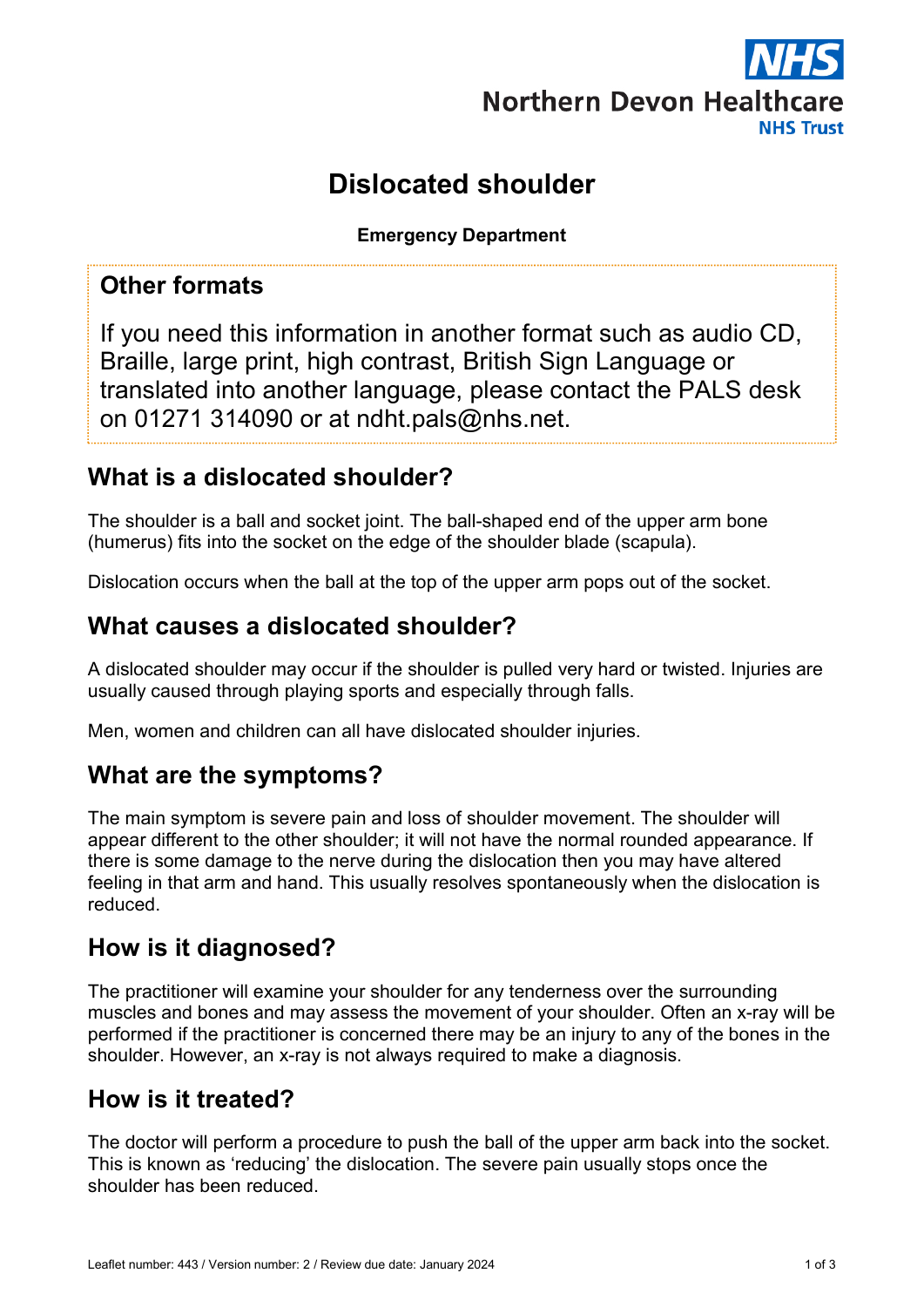Northern Devon Healthcare
NHS Trust

# Dislocated shoulder

**Emergency Department**

## Other formats

If you need this information in another format such as audio CD, Braille, large print, high contrast, British Sign Language or translated into another language, please contact the PALS desk on 01271 314090 or at ndht.pals@nhs.net.

## What is a dislocated shoulder?

The shoulder is a ball and socket joint. The ball-shaped end of the upper arm bone (humerus) fits into the socket on the edge of the shoulder blade (scapula).

Dislocation occurs when the ball at the top of the upper arm pops out of the socket.

## What causes a dislocated shoulder?

A dislocated shoulder may occur if the shoulder is pulled very hard or twisted. Injuries are usually caused through playing sports and especially through falls.

Men, women and children can all have dislocated shoulder injuries.

## What are the symptoms?

The main symptom is severe pain and loss of shoulder movement. The shoulder will appear different to the other shoulder; it will not have the normal rounded appearance. If there is some damage to the nerve during the dislocation then you may have altered feeling in that arm and hand. This usually resolves spontaneously when the dislocation is reduced.

## How is it diagnosed?

The practitioner will examine your shoulder for any tenderness over the surrounding muscles and bones and may assess the movement of your shoulder. Often an x-ray will be performed if the practitioner is concerned there may be an injury to any of the bones in the shoulder. However, an x-ray is not always required to make a diagnosis.

## How is it treated?

The doctor will perform a procedure to push the ball of the upper arm back into the socket. This is known as 'reducing' the dislocation. The severe pain usually stops once the shoulder has been reduced.

Leaflet number: 443 / Version number: 2 / Review due date: January 2024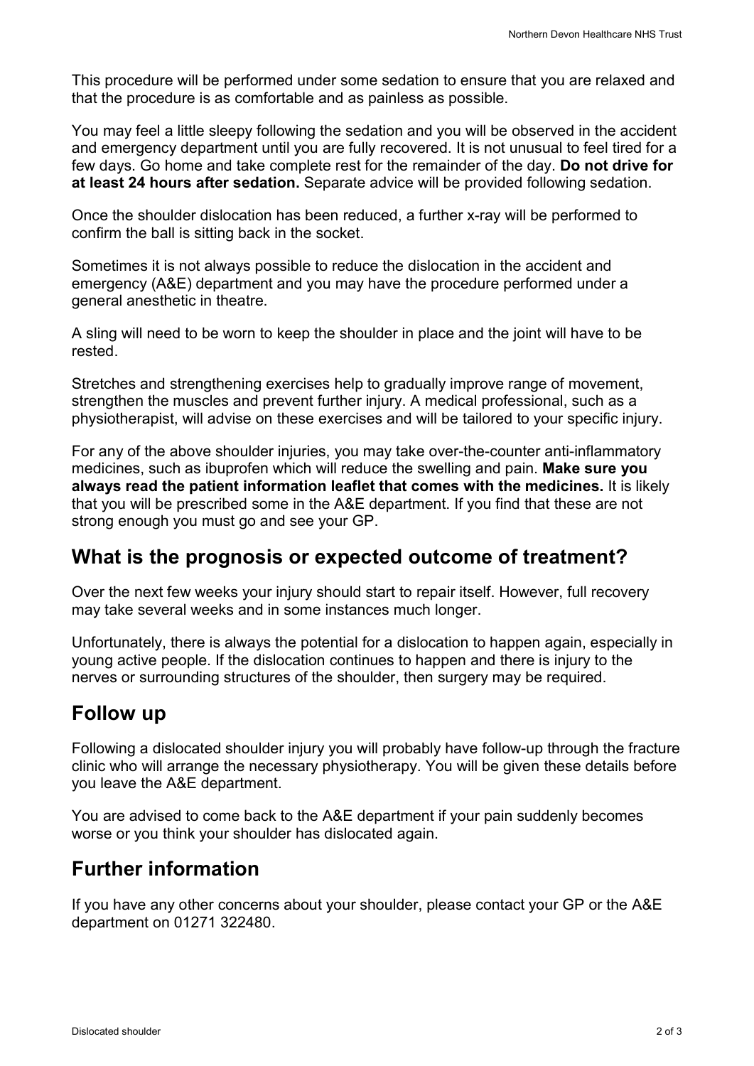This procedure will be performed under some sedation to ensure that you are relaxed and that the procedure is as comfortable and as painless as possible.

You may feel a little sleepy following the sedation and you will be observed in the accident and emergency department until you are fully recovered. It is not unusual to feel tired for a few days. Go home and take complete rest for the remainder of the day. **Do not drive for at least 24 hours after sedation.** Separate advice will be provided following sedation.

Once the shoulder dislocation has been reduced, a further x-ray will be performed to confirm the ball is sitting back in the socket.

Sometimes it is not always possible to reduce the dislocation in the accident and emergency (A&E) department and you may have the procedure performed under a general anesthetic in theatre.

A sling will need to be worn to keep the shoulder in place and the joint will have to be rested.

Stretches and strengthening exercises help to gradually improve range of movement, strengthen the muscles and prevent further injury. A medical professional, such as a physiotherapist, will advise on these exercises and will be tailored to your specific injury.

For any of the above shoulder injuries, you may take over-the-counter anti-inflammatory medicines, such as ibuprofen which will reduce the swelling and pain. **Make sure you always read the patient information leaflet that comes with the medicines.** It is likely that you will be prescribed some in the A&E department. If you find that these are not strong enough you must go and see your GP.

## What is the prognosis or expected outcome of treatment?

Over the next few weeks your injury should start to repair itself. However, full recovery may take several weeks and in some instances much longer.

Unfortunately, there is always the potential for a dislocation to happen again, especially in young active people. If the dislocation continues to happen and there is injury to the nerves or surrounding structures of the shoulder, then surgery may be required.

## Follow up

Following a dislocated shoulder injury you will probably have follow-up through the fracture clinic who will arrange the necessary physiotherapy. You will be given these details before you leave the A&E department.

You are advised to come back to the A&E department if your pain suddenly becomes worse or you think your shoulder has dislocated again.

## Further information

If you have any other concerns about your shoulder, please contact your GP or the A&E department on 01271 322480.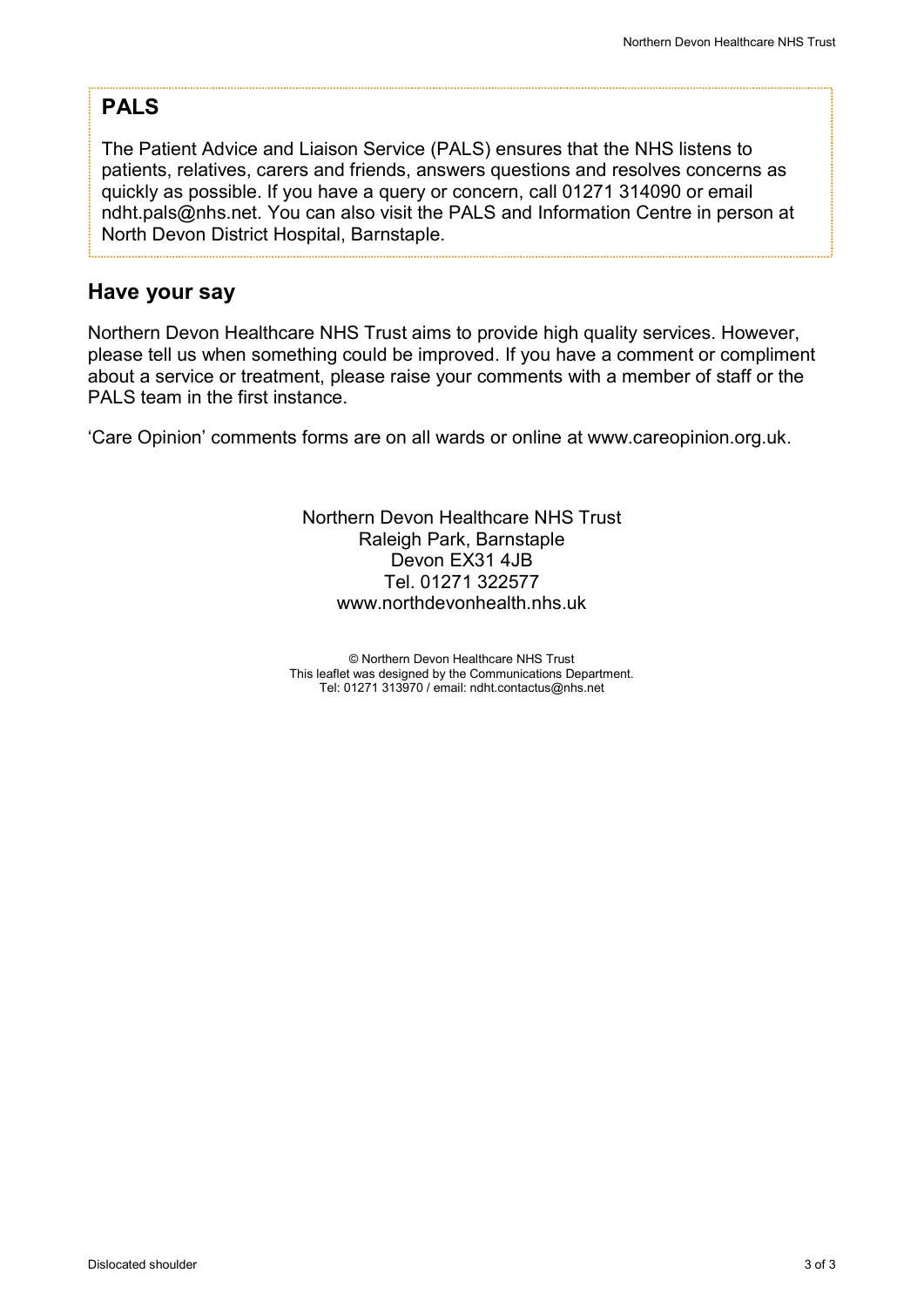## PALS

The Patient Advice and Liaison Service (PALS) ensures that the NHS listens to patients, relatives, carers and friends, answers questions and resolves concerns as quickly as possible. If you have a query or concern, call 01271 314090 or email ndht.pals@nhs.net. You can also visit the PALS and Information Centre in person at North Devon District Hospital, Barnstaple.

## Have your say

Northern Devon Healthcare NHS Trust aims to provide high quality services. However, please tell us when something could be improved. If you have a comment or compliment about a service or treatment, please raise your comments with a member of staff or the PALS team in the first instance.

'Care Opinion' comments forms are on all wards or online at www.careopinion.org.uk.

Northern Devon Healthcare NHS Trust
Raleigh Park, Barnstaple
Devon EX31 4JB
Tel. 01271 322577
www.northdevonhealth.nhs.uk

© Northern Devon Healthcare NHS Trust
This leaflet was designed by the Communications Department.
Tel: 01271 313970 / email: ndht.contactus@nhs.net